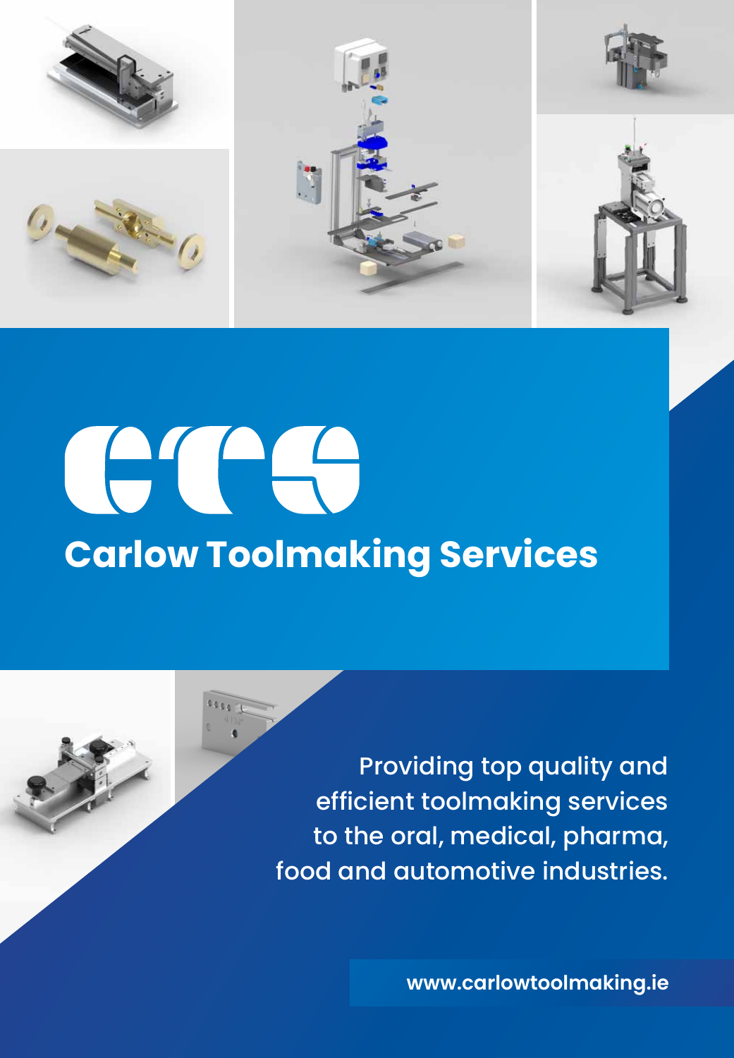# CTS

## Carlow Toolmaking Services

Providing top quality and efficient toolmaking services to the oral, medical, pharma, food and automotive industries.

www.carlowtoolmaking.ie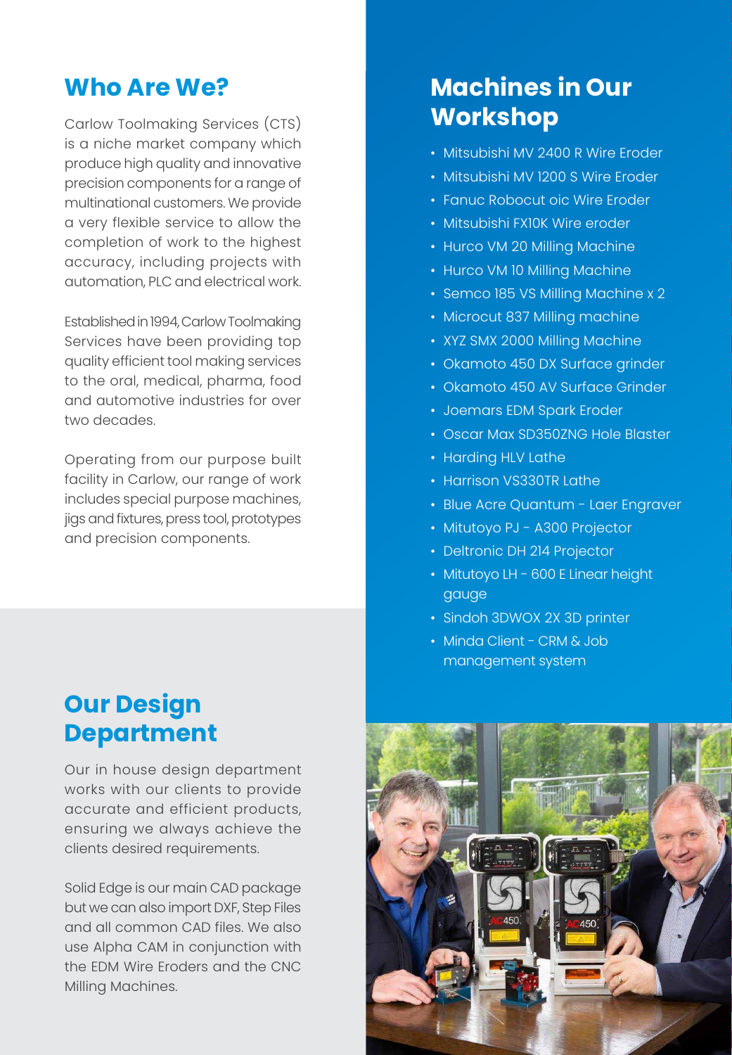## Who Are We?

Carlow Toolmaking Services (CTS) is a niche market company which produce high quality and innovative precision components for a range of multinational customers. We provide a very flexible service to allow the completion of work to the highest accuracy, including projects with automation, PLC and electrical work.

Established in 1994, Carlow Toolmaking Services have been providing top quality efficient tool making services to the oral, medical, pharma, food and automotive industries for over two decades.

Operating from our purpose built facility in Carlow, our range of work includes special purpose machines, jigs and fixtures, press tool, prototypes and precision components.

## Our Design Department

Our in house design department works with our clients to provide accurate and efficient products, ensuring we always achieve the clients desired requirements.

Solid Edge is our main CAD package but we can also import DXF, Step Files and all common CAD files. We also use Alpha CAM in conjunction with the EDM Wire Eroders and the CNC Milling Machines.

## Machines in Our Workshop

- Mitsubishi MV 2400 R Wire Eroder
- Mitsubishi MV 1200 S Wire Eroder
- Fanuc Robocut oic Wire Eroder
- Mitsubishi FX10K Wire eroder
- Hurco VM 20 Milling Machine
- Hurco VM 10 Milling Machine
- Semco 185 VS Milling Machine x 2
- Microcut 837 Milling machine
- XYZ SMX 2000 Milling Machine
- Okamoto 450 DX Surface grinder
- Okamoto 450 AV Surface Grinder
- Joemars EDM Spark Eroder
- Oscar Max SD350ZNG Hole Blaster
- Harding HLV Lathe
- Harrison VS330TR Lathe
- Blue Acre Quantum - Laer Engraver
- Mitutoyo PJ - A300 Projector
- Deltronic DH 214 Projector
- Mitutoyo LH - 600 E Linear height gauge
- Sindoh 3DWOX 2X 3D printer
- Minda Client - CRM & Job management system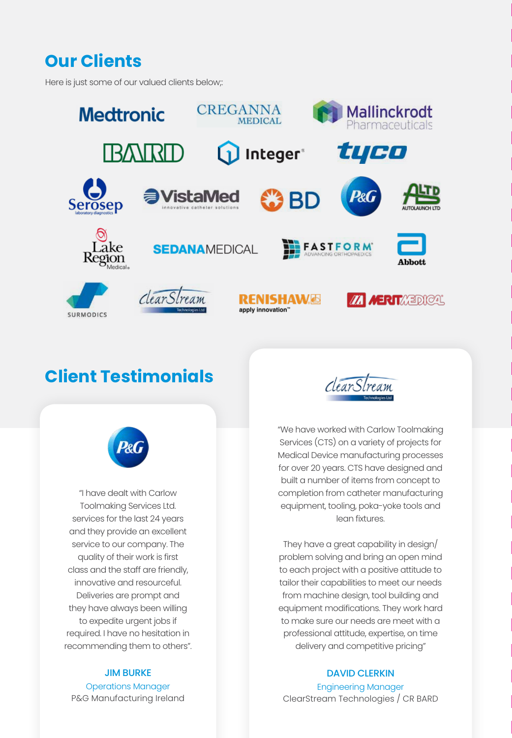## Our Clients

Here is just some of our valued clients below;:

## Client Testimonials

"I have dealt with Carlow Toolmaking Services Ltd. services for the last 24 years and they provide an excellent service to our company. The quality of their work is first class and the staff are friendly, innovative and resourceful. Deliveries are prompt and they have always been willing to expedite urgent jobs if required. I have no hesitation in recommending them to others".

**JIM BURKE**
Operations Manager
P&G Manufacturing Ireland

"We have worked with Carlow Toolmaking Services (CTS) on a variety of projects for Medical Device manufacturing processes for over 20 years. CTS have designed and built a number of items from concept to completion from catheter manufacturing equipment, tooling, poka-yoke tools and lean fixtures.

They have a great capability in design/ problem solving and bring an open mind to each project with a positive attitude to tailor their capabilities to meet our needs from machine design, tool building and equipment modifications. They work hard to make sure our needs are meet with a professional attitude, expertise, on time delivery and competitive pricing"

**DAVID CLERKIN**
Engineering Manager
ClearStream Technologies / CR BARD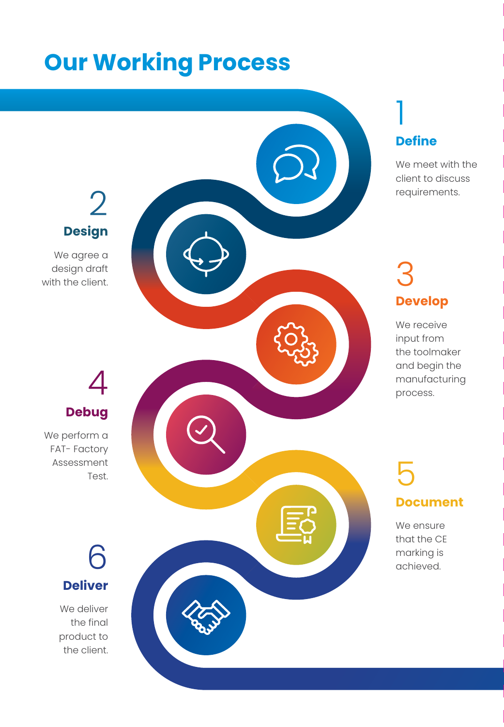# Our Working Process

## 1
### Define

We meet with the client to discuss requirements.

## 2
### Design

We agree a design draft with the client.

## 3
### Develop

We receive input from the toolmaker and begin the manufacturing process.

## 4
### Debug

We perform a FAT- Factory Assessment Test.

## 5
### Document

We ensure that the CE marking is achieved.

## 6
### Deliver

We deliver the final product to the client.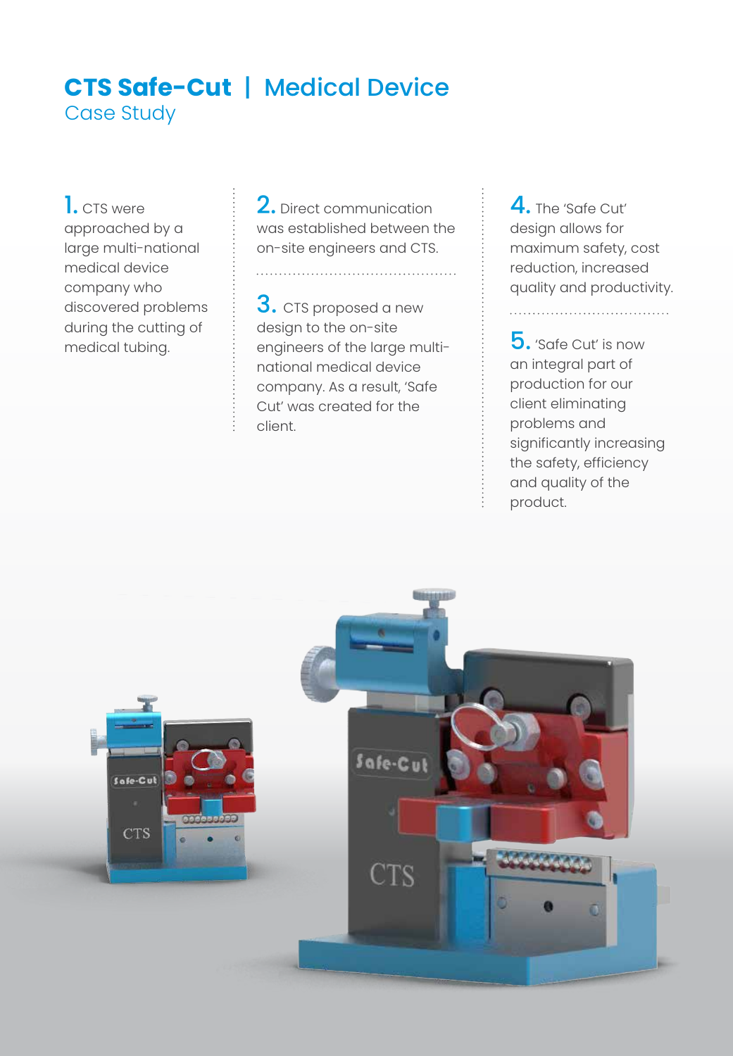# **CTS Safe-Cut** | Medical Device

Case Study

**1.** CTS were approached by a large multi-national medical device company who discovered problems during the cutting of medical tubing.

**2.** Direct communication was established between the on-site engineers and CTS.

**3.** CTS proposed a new design to the on-site engineers of the large multi-national medical device company. As a result, 'Safe Cut' was created for the client.

**4.** The 'Safe Cut' design allows for maximum safety, cost reduction, increased quality and productivity.

**5.** 'Safe Cut' is now an integral part of production for our client eliminating problems and significantly increasing the safety, efficiency and quality of the product.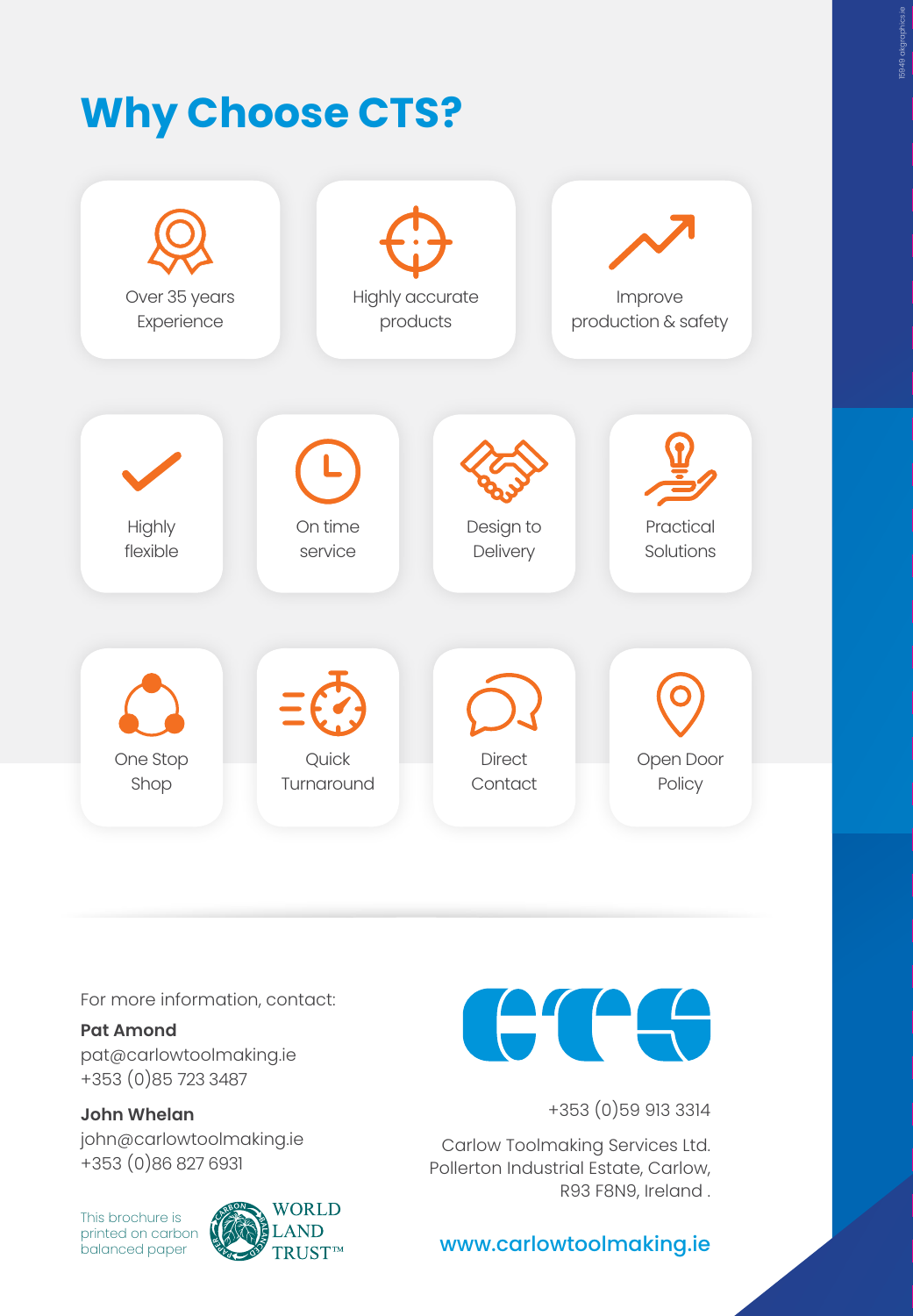# Why Choose CTS?

- Over 35 years Experience
- Highly accurate products
- Improve production & safety
- Highly flexible
- On time service
- Design to Delivery
- Practical Solutions
- One Stop Shop
- Quick Turnaround
- Direct Contact
- Open Door Policy

For more information, contact:

**Pat Amond**
pat@carlowtoolmaking.ie
+353 (0)85 723 3487

**John Whelan**
john@carlowtoolmaking.ie
+353 (0)86 827 6931

This brochure is printed on carbon balanced paper

WORLD LAND TRUST™

CTS

+353 (0)59 913 3314

Carlow Toolmaking Services Ltd.
Pollerton Industrial Estate, Carlow,
R93 F8N9, Ireland .

www.carlowtoolmaking.ie